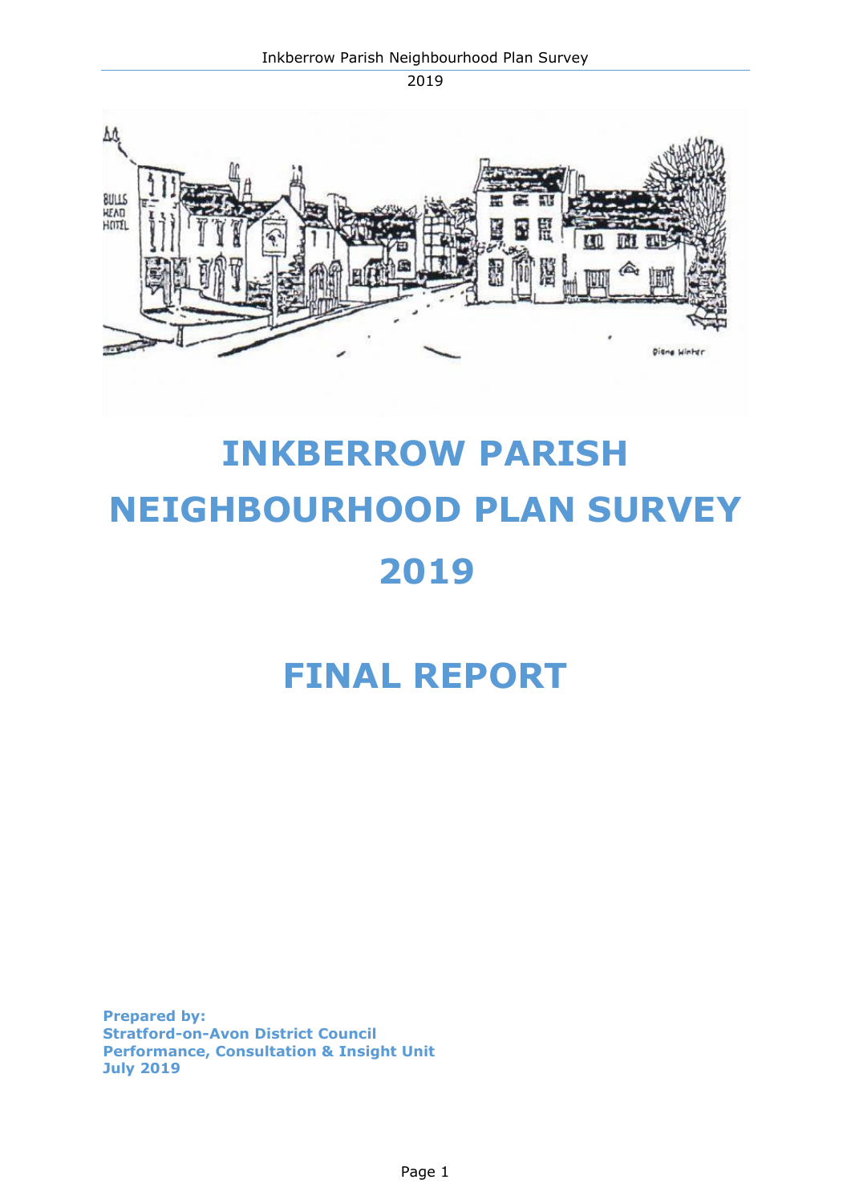# INKBERROW PARISH NEIGHBOURHOOD PLAN SURVEY 2019

# FINAL REPORT

**Prepared by:**
**Stratford-on-Avon District Council**
**Performance, Consultation & Insight Unit**
**July 2019**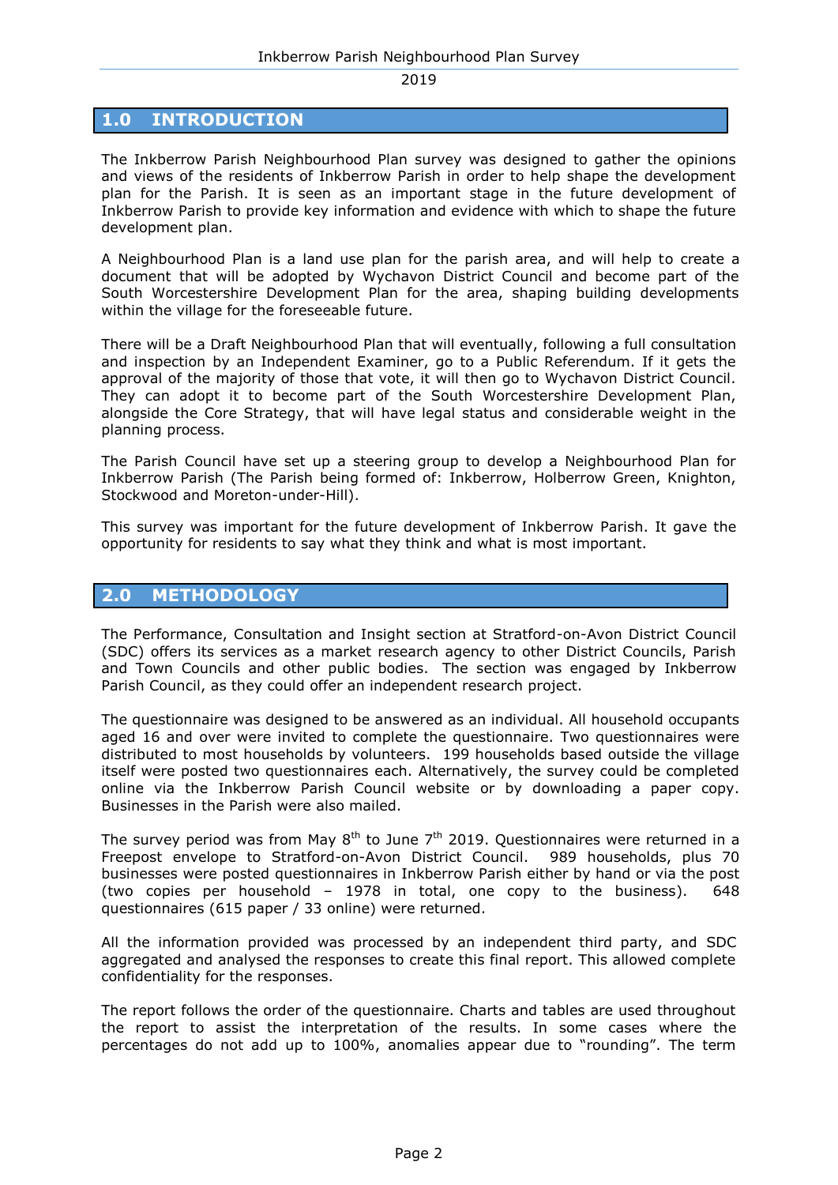## 1.0 INTRODUCTION

The Inkberrow Parish Neighbourhood Plan survey was designed to gather the opinions and views of the residents of Inkberrow Parish in order to help shape the development plan for the Parish. It is seen as an important stage in the future development of Inkberrow Parish to provide key information and evidence with which to shape the future development plan.

A Neighbourhood Plan is a land use plan for the parish area, and will help to create a document that will be adopted by Wychavon District Council and become part of the South Worcestershire Development Plan for the area, shaping building developments within the village for the foreseeable future.

There will be a Draft Neighbourhood Plan that will eventually, following a full consultation and inspection by an Independent Examiner, go to a Public Referendum. If it gets the approval of the majority of those that vote, it will then go to Wychavon District Council. They can adopt it to become part of the South Worcestershire Development Plan, alongside the Core Strategy, that will have legal status and considerable weight in the planning process.

The Parish Council have set up a steering group to develop a Neighbourhood Plan for Inkberrow Parish (The Parish being formed of: Inkberrow, Holberrow Green, Knighton, Stockwood and Moreton-under-Hill).

This survey was important for the future development of Inkberrow Parish. It gave the opportunity for residents to say what they think and what is most important.

## 2.0 METHODOLOGY

The Performance, Consultation and Insight section at Stratford-on-Avon District Council (SDC) offers its services as a market research agency to other District Councils, Parish and Town Councils and other public bodies. The section was engaged by Inkberrow Parish Council, as they could offer an independent research project.

The questionnaire was designed to be answered as an individual. All household occupants aged 16 and over were invited to complete the questionnaire. Two questionnaires were distributed to most households by volunteers. 199 households based outside the village itself were posted two questionnaires each. Alternatively, the survey could be completed online via the Inkberrow Parish Council website or by downloading a paper copy. Businesses in the Parish were also mailed.

The survey period was from May 8th to June 7th 2019. Questionnaires were returned in a Freepost envelope to Stratford-on-Avon District Council. 989 households, plus 70 businesses were posted questionnaires in Inkberrow Parish either by hand or via the post (two copies per household – 1978 in total, one copy to the business). 648 questionnaires (615 paper / 33 online) were returned.

All the information provided was processed by an independent third party, and SDC aggregated and analysed the responses to create this final report. This allowed complete confidentiality for the responses.

The report follows the order of the questionnaire. Charts and tables are used throughout the report to assist the interpretation of the results. In some cases where the percentages do not add up to 100%, anomalies appear due to "rounding". The term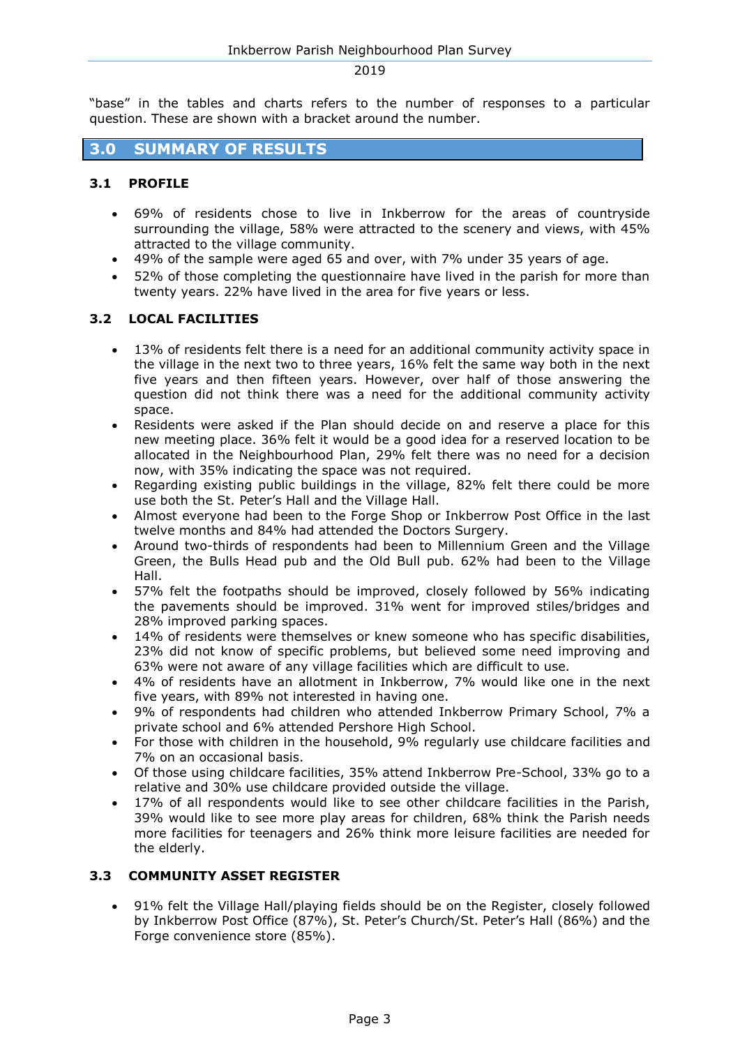"base" in the tables and charts refers to the number of responses to a particular question. These are shown with a bracket around the number.

## 3.0 SUMMARY OF RESULTS

### 3.1 PROFILE

- 69% of residents chose to live in Inkberrow for the areas of countryside surrounding the village, 58% were attracted to the scenery and views, with 45% attracted to the village community.
- 49% of the sample were aged 65 and over, with 7% under 35 years of age.
- 52% of those completing the questionnaire have lived in the parish for more than twenty years. 22% have lived in the area for five years or less.

### 3.2 LOCAL FACILITIES

- 13% of residents felt there is a need for an additional community activity space in the village in the next two to three years, 16% felt the same way both in the next five years and then fifteen years. However, over half of those answering the question did not think there was a need for the additional community activity space.
- Residents were asked if the Plan should decide on and reserve a place for this new meeting place. 36% felt it would be a good idea for a reserved location to be allocated in the Neighbourhood Plan, 29% felt there was no need for a decision now, with 35% indicating the space was not required.
- Regarding existing public buildings in the village, 82% felt there could be more use both the St. Peter's Hall and the Village Hall.
- Almost everyone had been to the Forge Shop or Inkberrow Post Office in the last twelve months and 84% had attended the Doctors Surgery.
- Around two-thirds of respondents had been to Millennium Green and the Village Green, the Bulls Head pub and the Old Bull pub. 62% had been to the Village Hall.
- 57% felt the footpaths should be improved, closely followed by 56% indicating the pavements should be improved. 31% went for improved stiles/bridges and 28% improved parking spaces.
- 14% of residents were themselves or knew someone who has specific disabilities, 23% did not know of specific problems, but believed some need improving and 63% were not aware of any village facilities which are difficult to use.
- 4% of residents have an allotment in Inkberrow, 7% would like one in the next five years, with 89% not interested in having one.
- 9% of respondents had children who attended Inkberrow Primary School, 7% a private school and 6% attended Pershore High School.
- For those with children in the household, 9% regularly use childcare facilities and 7% on an occasional basis.
- Of those using childcare facilities, 35% attend Inkberrow Pre-School, 33% go to a relative and 30% use childcare provided outside the village.
- 17% of all respondents would like to see other childcare facilities in the Parish, 39% would like to see more play areas for children, 68% think the Parish needs more facilities for teenagers and 26% think more leisure facilities are needed for the elderly.

### 3.3 COMMUNITY ASSET REGISTER

- 91% felt the Village Hall/playing fields should be on the Register, closely followed by Inkberrow Post Office (87%), St. Peter's Church/St. Peter's Hall (86%) and the Forge convenience store (85%).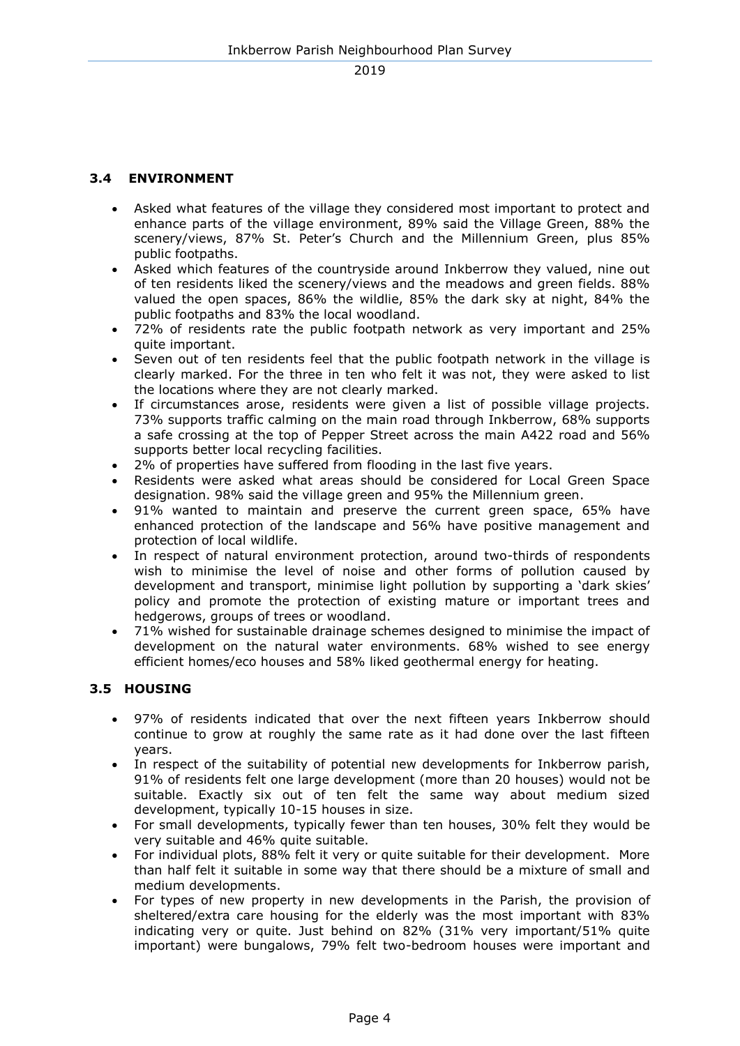### 3.4 ENVIRONMENT

- Asked what features of the village they considered most important to protect and enhance parts of the village environment, 89% said the Village Green, 88% the scenery/views, 87% St. Peter's Church and the Millennium Green, plus 85% public footpaths.
- Asked which features of the countryside around Inkberrow they valued, nine out of ten residents liked the scenery/views and the meadows and green fields. 88% valued the open spaces, 86% the wildlie, 85% the dark sky at night, 84% the public footpaths and 83% the local woodland.
- 72% of residents rate the public footpath network as very important and 25% quite important.
- Seven out of ten residents feel that the public footpath network in the village is clearly marked. For the three in ten who felt it was not, they were asked to list the locations where they are not clearly marked.
- If circumstances arose, residents were given a list of possible village projects. 73% supports traffic calming on the main road through Inkberrow, 68% supports a safe crossing at the top of Pepper Street across the main A422 road and 56% supports better local recycling facilities.
- 2% of properties have suffered from flooding in the last five years.
- Residents were asked what areas should be considered for Local Green Space designation. 98% said the village green and 95% the Millennium green.
- 91% wanted to maintain and preserve the current green space, 65% have enhanced protection of the landscape and 56% have positive management and protection of local wildlife.
- In respect of natural environment protection, around two-thirds of respondents wish to minimise the level of noise and other forms of pollution caused by development and transport, minimise light pollution by supporting a 'dark skies' policy and promote the protection of existing mature or important trees and hedgerows, groups of trees or woodland.
- 71% wished for sustainable drainage schemes designed to minimise the impact of development on the natural water environments. 68% wished to see energy efficient homes/eco houses and 58% liked geothermal energy for heating.

### 3.5 HOUSING

- 97% of residents indicated that over the next fifteen years Inkberrow should continue to grow at roughly the same rate as it had done over the last fifteen years.
- In respect of the suitability of potential new developments for Inkberrow parish, 91% of residents felt one large development (more than 20 houses) would not be suitable. Exactly six out of ten felt the same way about medium sized development, typically 10-15 houses in size.
- For small developments, typically fewer than ten houses, 30% felt they would be very suitable and 46% quite suitable.
- For individual plots, 88% felt it very or quite suitable for their development. More than half felt it suitable in some way that there should be a mixture of small and medium developments.
- For types of new property in new developments in the Parish, the provision of sheltered/extra care housing for the elderly was the most important with 83% indicating very or quite. Just behind on 82% (31% very important/51% quite important) were bungalows, 79% felt two-bedroom houses were important and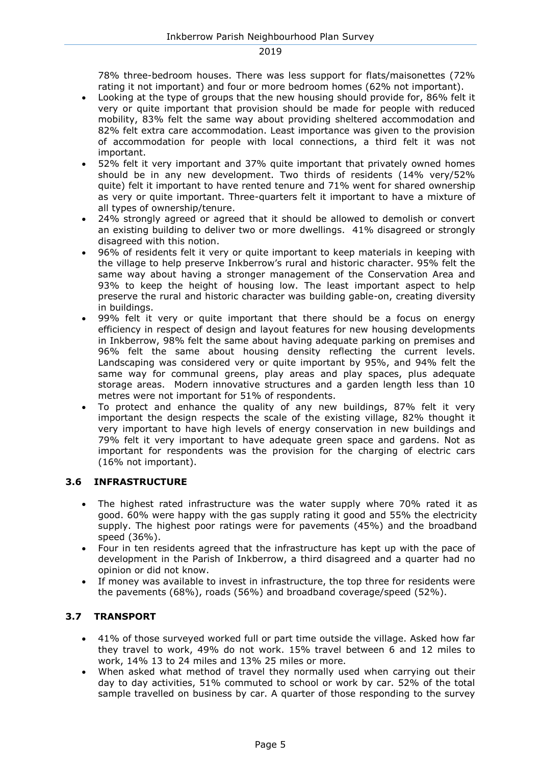78% three-bedroom houses. There was less support for flats/maisonettes (72% rating it not important) and four or more bedroom homes (62% not important).

- Looking at the type of groups that the new housing should provide for, 86% felt it very or quite important that provision should be made for people with reduced mobility, 83% felt the same way about providing sheltered accommodation and 82% felt extra care accommodation. Least importance was given to the provision of accommodation for people with local connections, a third felt it was not important.
- 52% felt it very important and 37% quite important that privately owned homes should be in any new development. Two thirds of residents (14% very/52% quite) felt it important to have rented tenure and 71% went for shared ownership as very or quite important. Three-quarters felt it important to have a mixture of all types of ownership/tenure.
- 24% strongly agreed or agreed that it should be allowed to demolish or convert an existing building to deliver two or more dwellings. 41% disagreed or strongly disagreed with this notion.
- 96% of residents felt it very or quite important to keep materials in keeping with the village to help preserve Inkberrow's rural and historic character. 95% felt the same way about having a stronger management of the Conservation Area and 93% to keep the height of housing low. The least important aspect to help preserve the rural and historic character was building gable-on, creating diversity in buildings.
- 99% felt it very or quite important that there should be a focus on energy efficiency in respect of design and layout features for new housing developments in Inkberrow, 98% felt the same about having adequate parking on premises and 96% felt the same about housing density reflecting the current levels. Landscaping was considered very or quite important by 95%, and 94% felt the same way for communal greens, play areas and play spaces, plus adequate storage areas. Modern innovative structures and a garden length less than 10 metres were not important for 51% of respondents.
- To protect and enhance the quality of any new buildings, 87% felt it very important the design respects the scale of the existing village, 82% thought it very important to have high levels of energy conservation in new buildings and 79% felt it very important to have adequate green space and gardens. Not as important for respondents was the provision for the charging of electric cars (16% not important).

### 3.6 INFRASTRUCTURE

- The highest rated infrastructure was the water supply where 70% rated it as good. 60% were happy with the gas supply rating it good and 55% the electricity supply. The highest poor ratings were for pavements (45%) and the broadband speed (36%).
- Four in ten residents agreed that the infrastructure has kept up with the pace of development in the Parish of Inkberrow, a third disagreed and a quarter had no opinion or did not know.
- If money was available to invest in infrastructure, the top three for residents were the pavements (68%), roads (56%) and broadband coverage/speed (52%).

### 3.7 TRANSPORT

- 41% of those surveyed worked full or part time outside the village. Asked how far they travel to work, 49% do not work. 15% travel between 6 and 12 miles to work, 14% 13 to 24 miles and 13% 25 miles or more.
- When asked what method of travel they normally used when carrying out their day to day activities, 51% commuted to school or work by car. 52% of the total sample travelled on business by car. A quarter of those responding to the survey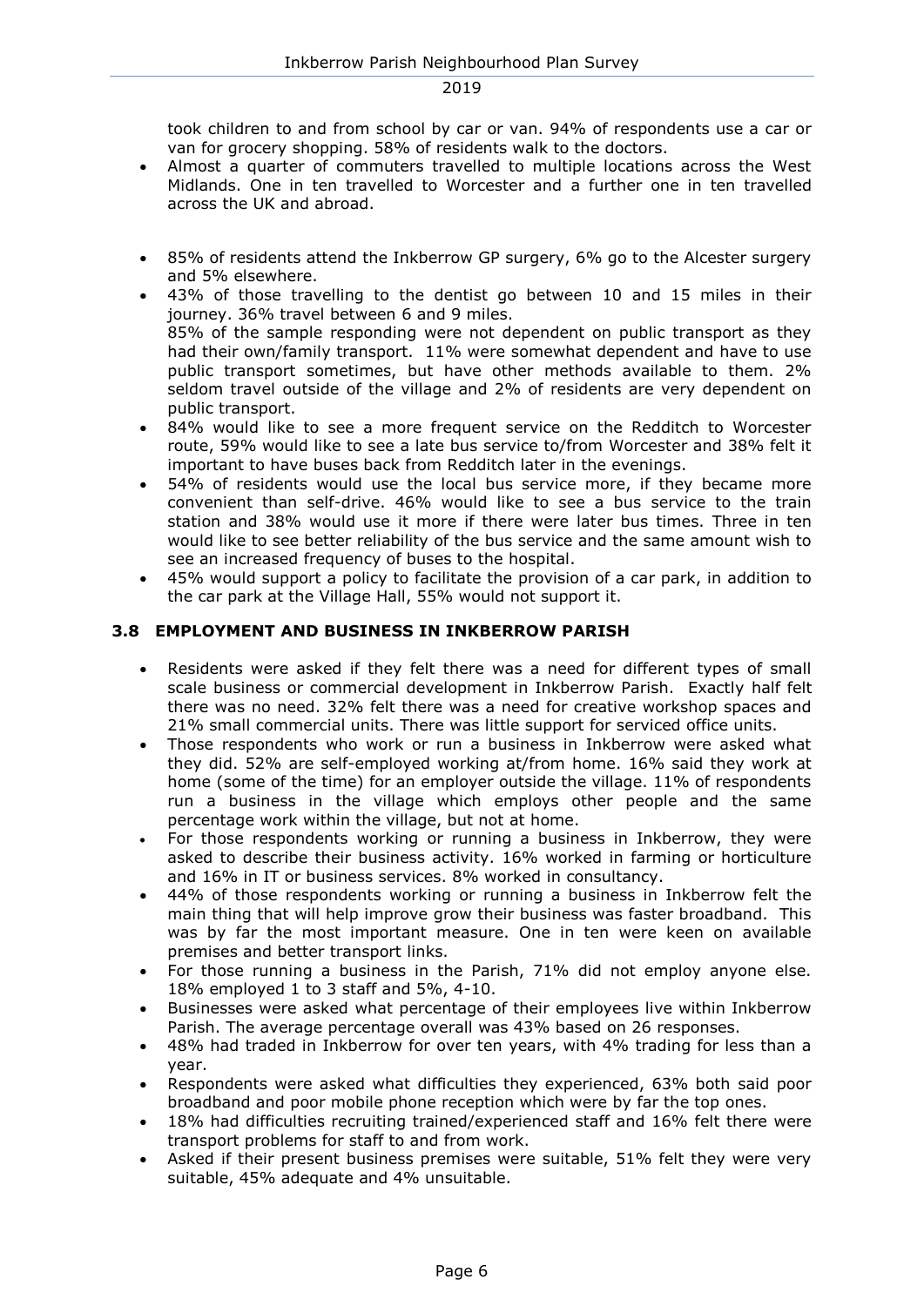took children to and from school by car or van. 94% of respondents use a car or van for grocery shopping. 58% of residents walk to the doctors.

- Almost a quarter of commuters travelled to multiple locations across the West Midlands. One in ten travelled to Worcester and a further one in ten travelled across the UK and abroad.
- 85% of residents attend the Inkberrow GP surgery, 6% go to the Alcester surgery and 5% elsewhere.
- 43% of those travelling to the dentist go between 10 and 15 miles in their journey. 36% travel between 6 and 9 miles.
  85% of the sample responding were not dependent on public transport as they had their own/family transport. 11% were somewhat dependent and have to use public transport sometimes, but have other methods available to them. 2% seldom travel outside of the village and 2% of residents are very dependent on public transport.
- 84% would like to see a more frequent service on the Redditch to Worcester route, 59% would like to see a late bus service to/from Worcester and 38% felt it important to have buses back from Redditch later in the evenings.
- 54% of residents would use the local bus service more, if they became more convenient than self-drive. 46% would like to see a bus service to the train station and 38% would use it more if there were later bus times. Three in ten would like to see better reliability of the bus service and the same amount wish to see an increased frequency of buses to the hospital.
- 45% would support a policy to facilitate the provision of a car park, in addition to the car park at the Village Hall, 55% would not support it.

### 3.8 EMPLOYMENT AND BUSINESS IN INKBERROW PARISH

- Residents were asked if they felt there was a need for different types of small scale business or commercial development in Inkberrow Parish. Exactly half felt there was no need. 32% felt there was a need for creative workshop spaces and 21% small commercial units. There was little support for serviced office units.
- Those respondents who work or run a business in Inkberrow were asked what they did. 52% are self-employed working at/from home. 16% said they work at home (some of the time) for an employer outside the village. 11% of respondents run a business in the village which employs other people and the same percentage work within the village, but not at home.
- For those respondents working or running a business in Inkberrow, they were asked to describe their business activity. 16% worked in farming or horticulture and 16% in IT or business services. 8% worked in consultancy.
- 44% of those respondents working or running a business in Inkberrow felt the main thing that will help improve grow their business was faster broadband. This was by far the most important measure. One in ten were keen on available premises and better transport links.
- For those running a business in the Parish, 71% did not employ anyone else. 18% employed 1 to 3 staff and 5%, 4-10.
- Businesses were asked what percentage of their employees live within Inkberrow Parish. The average percentage overall was 43% based on 26 responses.
- 48% had traded in Inkberrow for over ten years, with 4% trading for less than a year.
- Respondents were asked what difficulties they experienced, 63% both said poor broadband and poor mobile phone reception which were by far the top ones.
- 18% had difficulties recruiting trained/experienced staff and 16% felt there were transport problems for staff to and from work.
- Asked if their present business premises were suitable, 51% felt they were very suitable, 45% adequate and 4% unsuitable.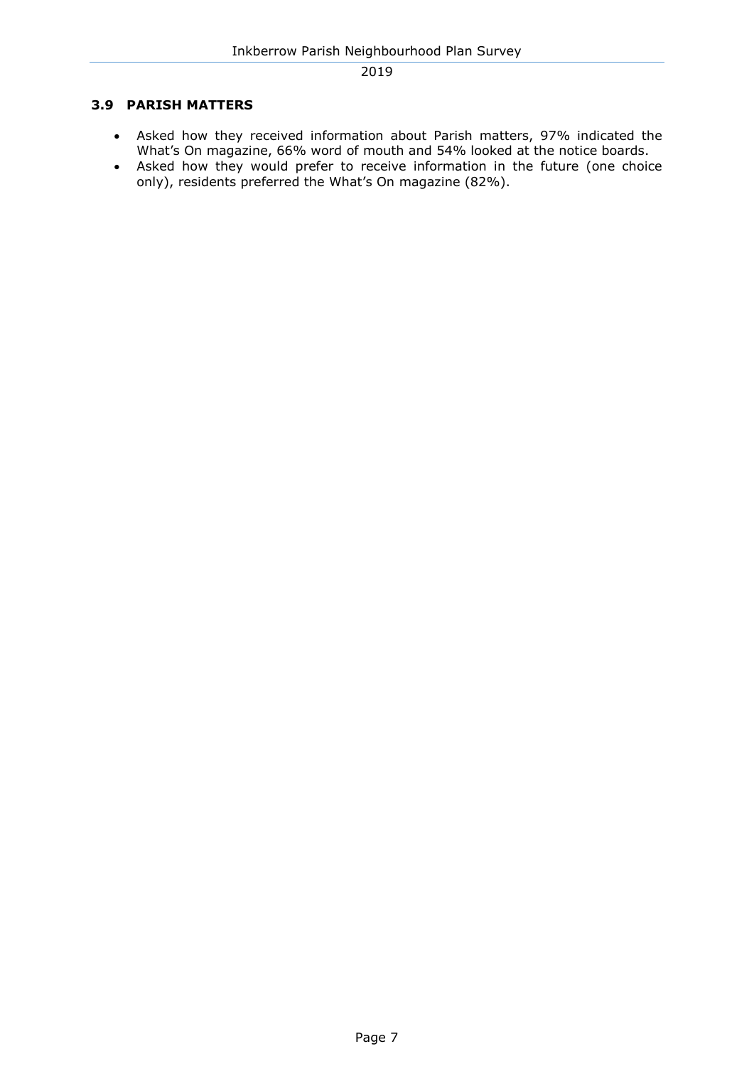### 3.9 PARISH MATTERS

- Asked how they received information about Parish matters, 97% indicated the What's On magazine, 66% word of mouth and 54% looked at the notice boards.
- Asked how they would prefer to receive information in the future (one choice only), residents preferred the What's On magazine (82%).